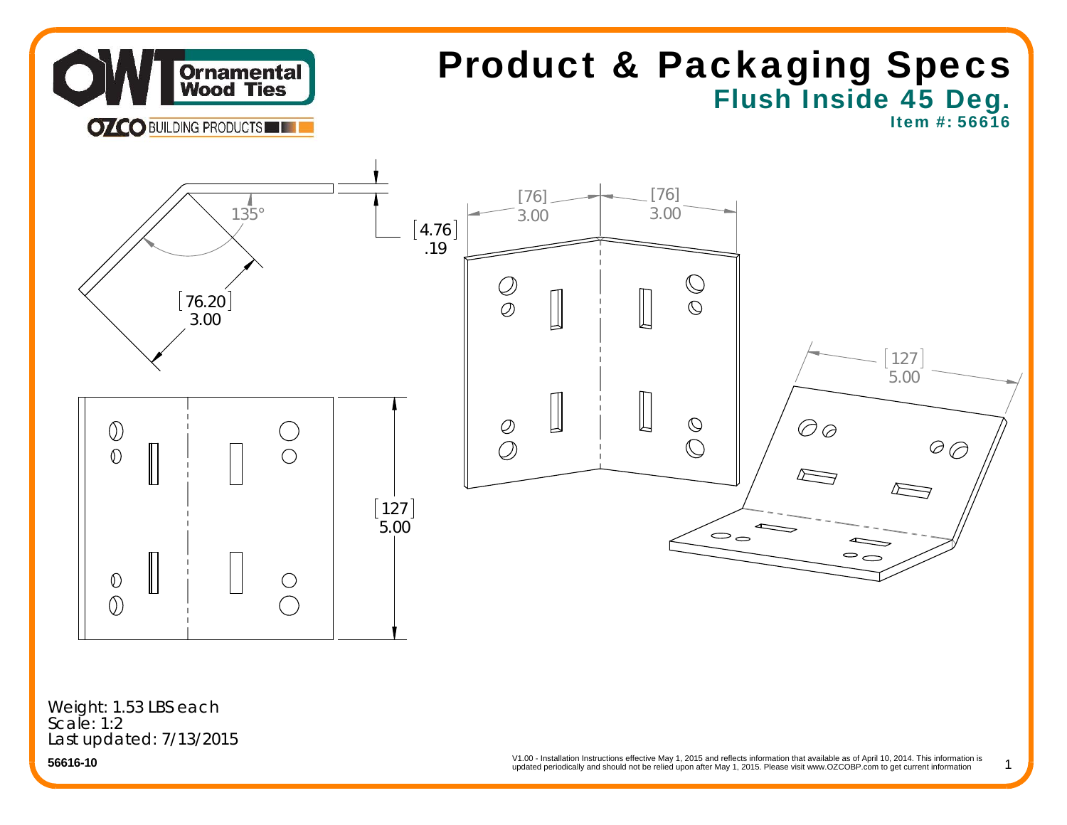# Product & Packaging Specs

## Flush Inside 45 Deg.

### Item #: 56616

135°

[76.20]
3.00

[4.76]
.19

[127]
5.00

[76]
3.00

[76]
3.00

[127]
5.00

Weight: 1.53 LBS each
Scale: 1:2
Last updated: 7/13/2015

**56616-10**

V1.00 - Installation Instructions effective May 1, 2015 and reflects information that available as of April 10, 2014. This information is updated periodically and should not be relied upon after May 1, 2015. Please visit www.OZCOBP.com to get current information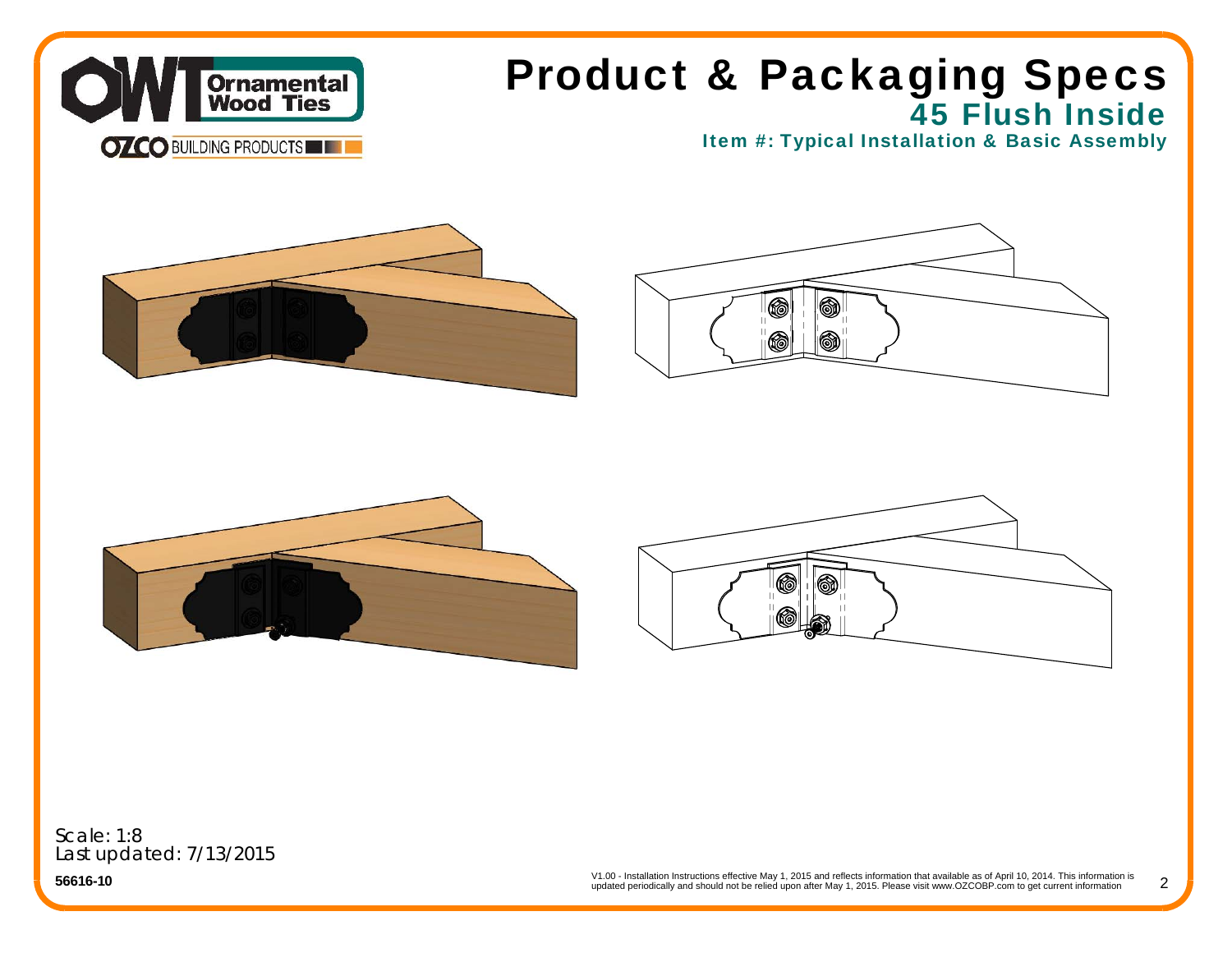# Product & Packaging Specs

## 45 Flush Inside

### Item #: Typical Installation & Basic Assembly

Scale: 1:8
Last updated: 7/13/2015

**56616-10**

V1.00 - Installation Instructions effective May 1, 2015 and reflects information that available as of April 10, 2014. This information is updated periodically and should not be relied upon after May 1, 2015. Please visit www.OZCOBP.com to get current information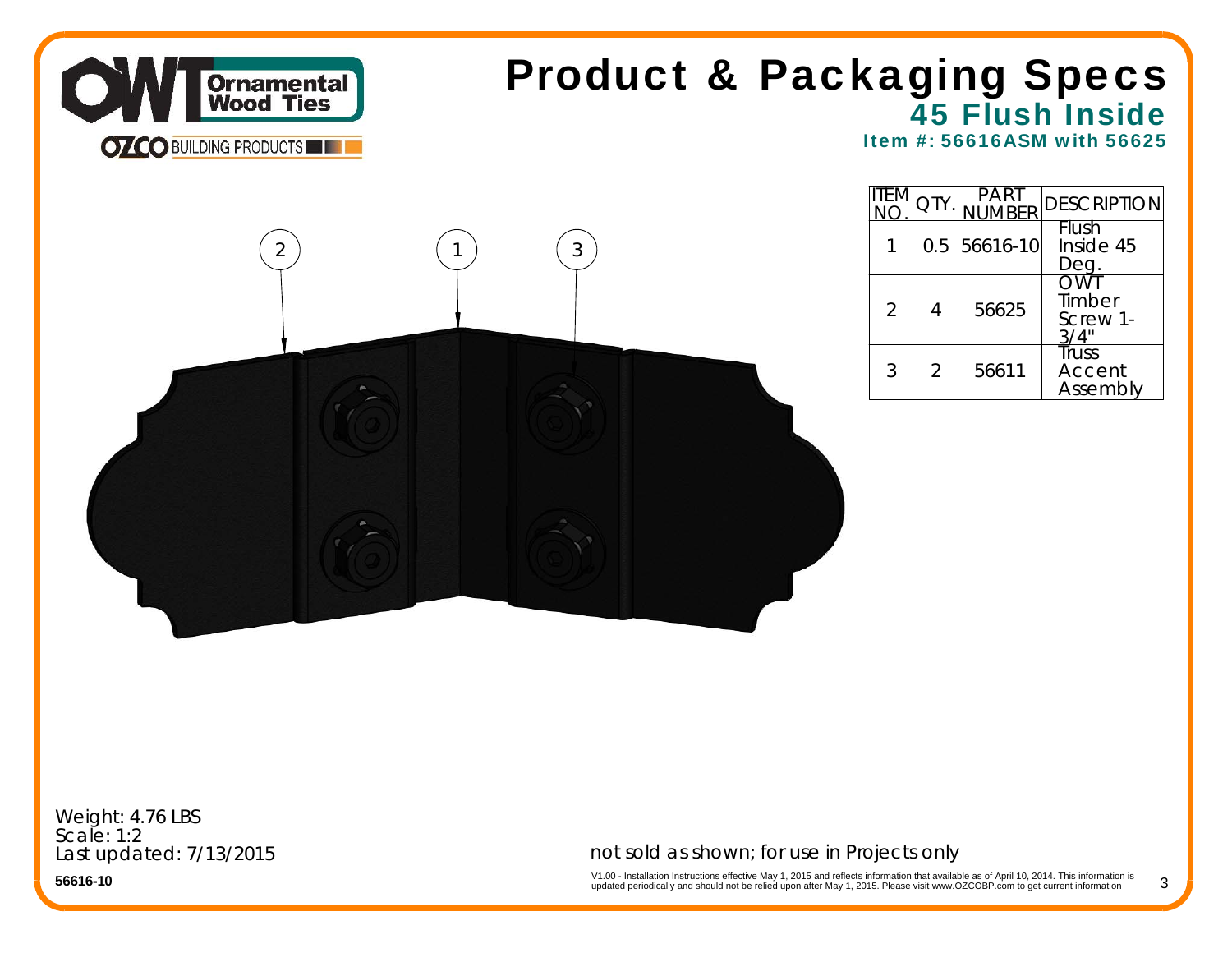# Product & Packaging Specs

## 45 Flush Inside

### Item #: 56616ASM with 56625

| ITEM NO. | QTY. | PART NUMBER | DESCRIPTION |
| --- | --- | --- | --- |
| 1 | 0.5 | 56616-10 | Flush Inside 45 Deg. |
| 2 | 4 | 56625 | OWT Timber Screw 1-3/4" |
| 3 | 2 | 56611 | Truss Accent Assembly |

Weight: 4.76 LBS
Scale: 1:2
Last updated: 7/13/2015

*not sold as shown; for use in Projects only*

**56616-10**

V1.00 - Installation Instructions effective May 1, 2015 and reflects information that available as of April 10, 2014. This information is updated periodically and should not be relied upon after May 1, 2015. Please visit www.OZCOBP.com to get current information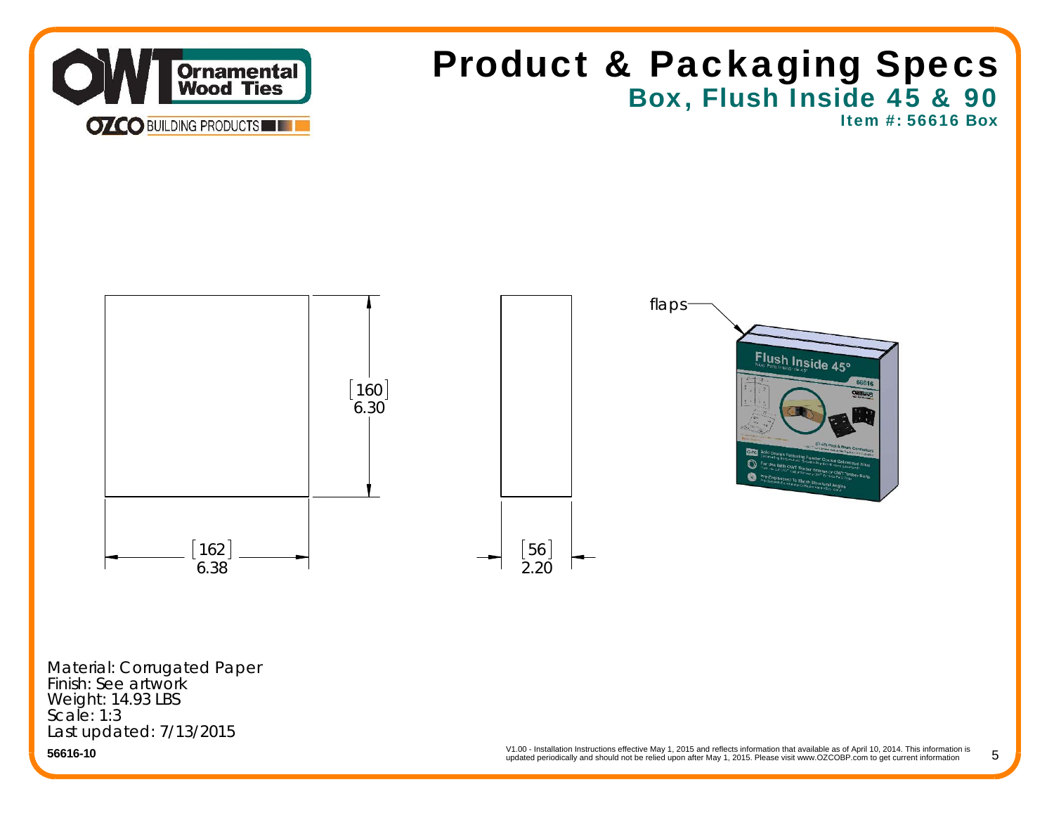# Product & Packaging Specs

## Box, Flush Inside 45 & 90

### Item #: 56616 Box

[160] 6.30

[162] 6.38

[56] 2.20

flaps

Material: Corrugated Paper
Finish: See artwork
Weight: 14.93 LBS
Scale: 1:3
Last updated: 7/13/2015

**56616-10**

V1.00 - Installation Instructions effective May 1, 2015 and reflects information that available as of April 10, 2014. This information is updated periodically and should not be relied upon after May 1, 2015. Please visit www.OZCOBP.com to get current information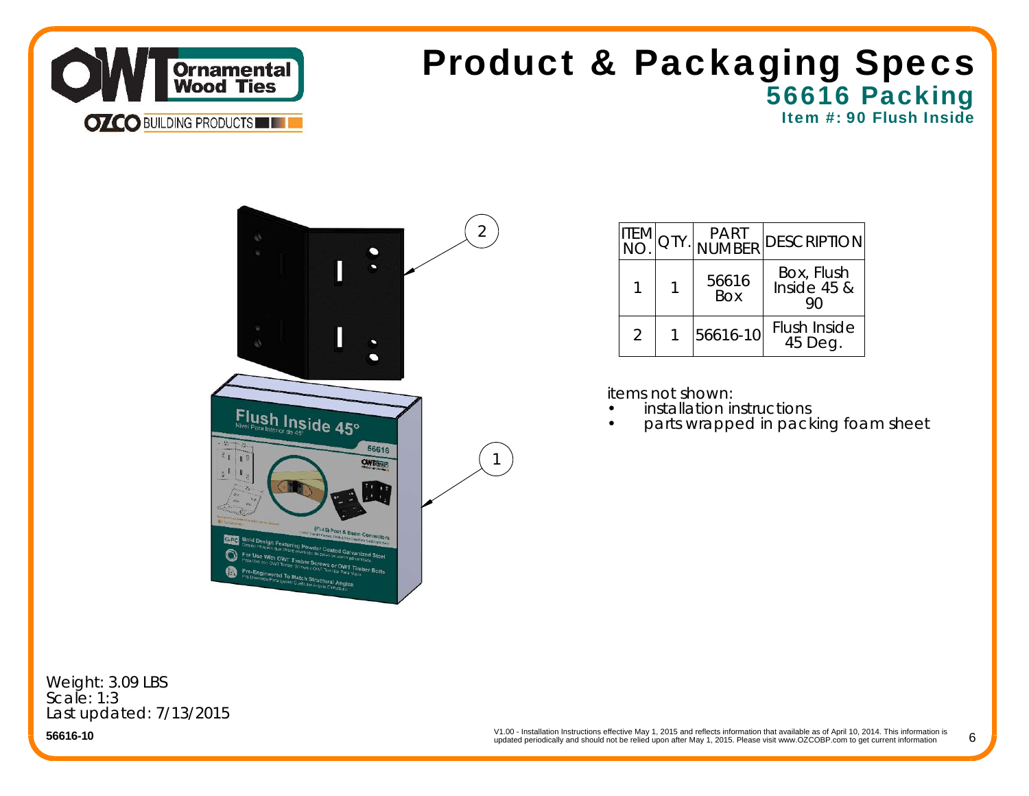# Product & Packaging Specs

## 56616 Packing

### Item #: 90 Flush Inside

| ITEM NO. | QTY. | PART NUMBER | DESCRIPTION |
|---|---|---|---|
| 1 | 1 | 56616 Box | Box, Flush Inside 45 & 90 |
| 2 | 1 | 56616-10 | Flush Inside 45 Deg. |

items not shown:

- installation instructions
- parts wrapped in packing foam sheet

Weight: 3.09 LBS
Scale: 1:3
Last updated: 7/13/2015

56616-10

V1.00 - Installation Instructions effective May 1, 2015 and reflects information that available as of April 10, 2014. This information is updated periodically and should not be relied upon after May 1, 2015. Please visit www.OZCOBP.com to get current information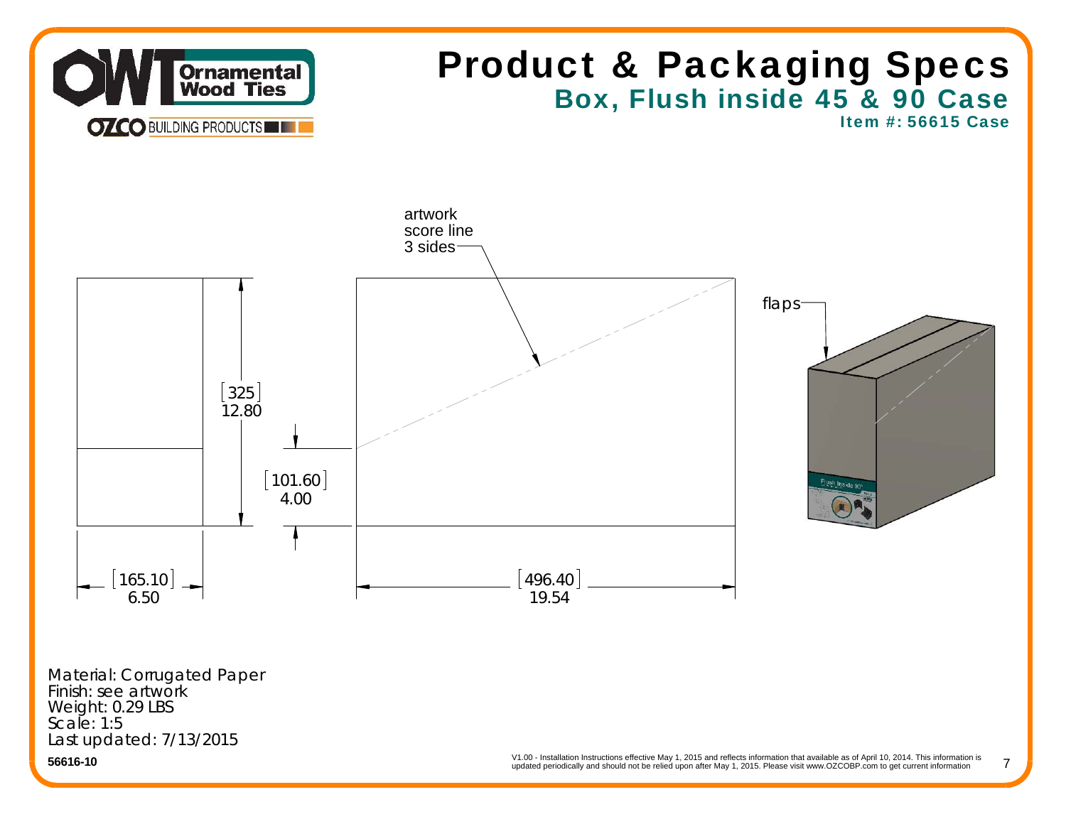# Product & Packaging Specs

## Box, Flush inside 45 & 90 Case

### Item #: 56615 Case

artwork score line 3 sides

flaps

[325] 12.80

[101.60] 4.00

[165.10] 6.50

[496.40] 19.54

Material: Corrugated Paper
Finish: see artwork
Weight: 0.29 LBS
Scale: 1:5
Last updated: 7/13/2015

56616-10

V1.00 - Installation Instructions effective May 1, 2015 and reflects information that available as of April 10, 2014. This information is updated periodically and should not be relied upon after May 1, 2015. Please visit www.OZCOBP.com to get current information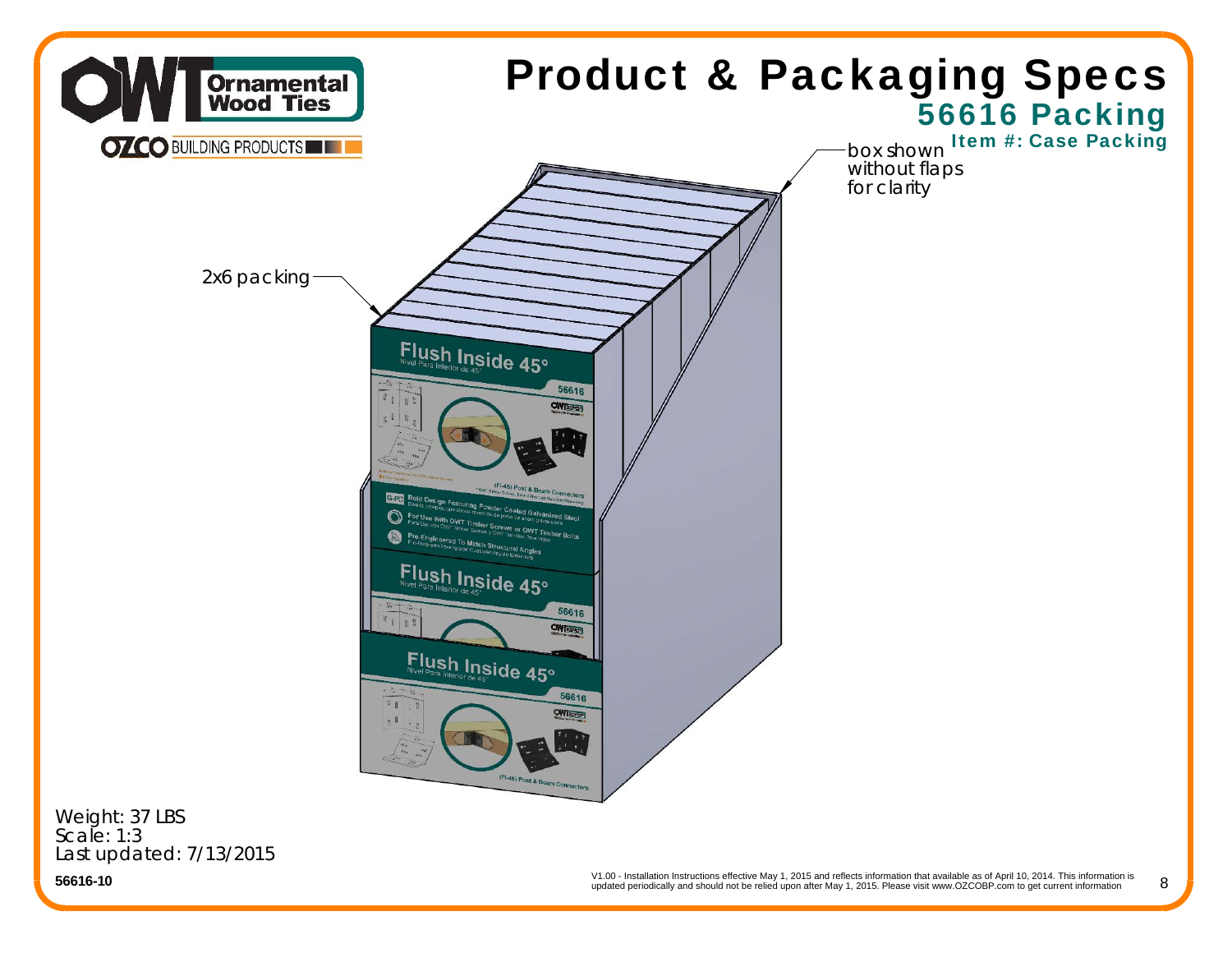# Product & Packaging Specs

## 56616 Packing

### Item #: Case Packing

box shown without flaps for clarity

2x6 packing

Weight: 37 LBS
Scale: 1:3
Last updated: 7/13/2015

56616-10

V1.00 - Installation Instructions effective May 1, 2015 and reflects information that available as of April 10, 2014. This information is updated periodically and should not be relied upon after May 1, 2015. Please visit www.OZCOBP.com to get current information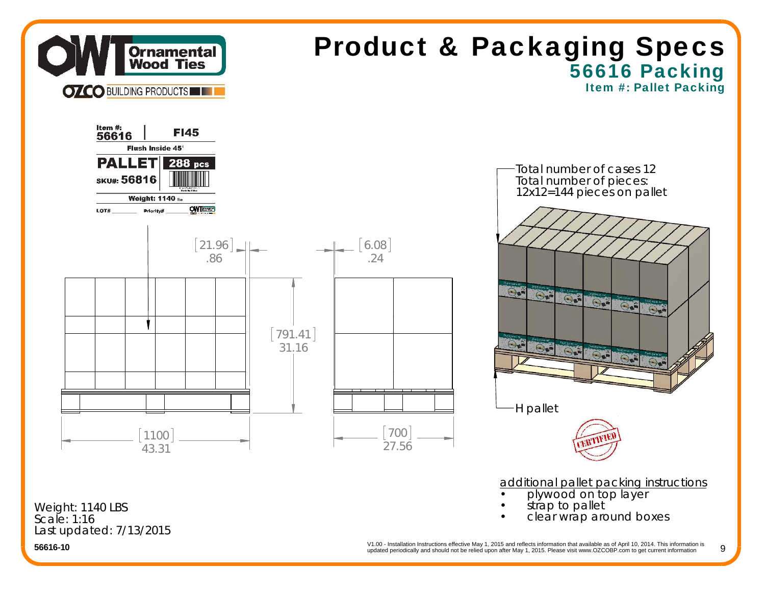# Product & Packaging Specs

## 56616 Packing

### Item #: Pallet Packing

Item #: 56616 | FI45

Flush Inside 45°

PALLET 288 pcs

SKU#: 56816

Weight: 1140 lbs

LOT# ________ Priority# ________

[21.96]
.86

[6.08]
.24

[791.41]
31.16

[1100]
43.31

[700]
27.56

Total number of cases 12
Total number of pieces:
12x12=144 pieces on pallet

H pallet

CERTIFIED

additional pallet packing instructions

- plywood on top layer
- strap to pallet
- clear wrap around boxes

Weight: 1140 LBS
Scale: 1:16
Last updated: 7/13/2015

56616-10

V1.00 - Installation Instructions effective May 1, 2015 and reflects information that available as of April 10, 2014. This information is updated periodically and should not be relied upon after May 1, 2015. Please visit www.OZCOBP.com to get current information